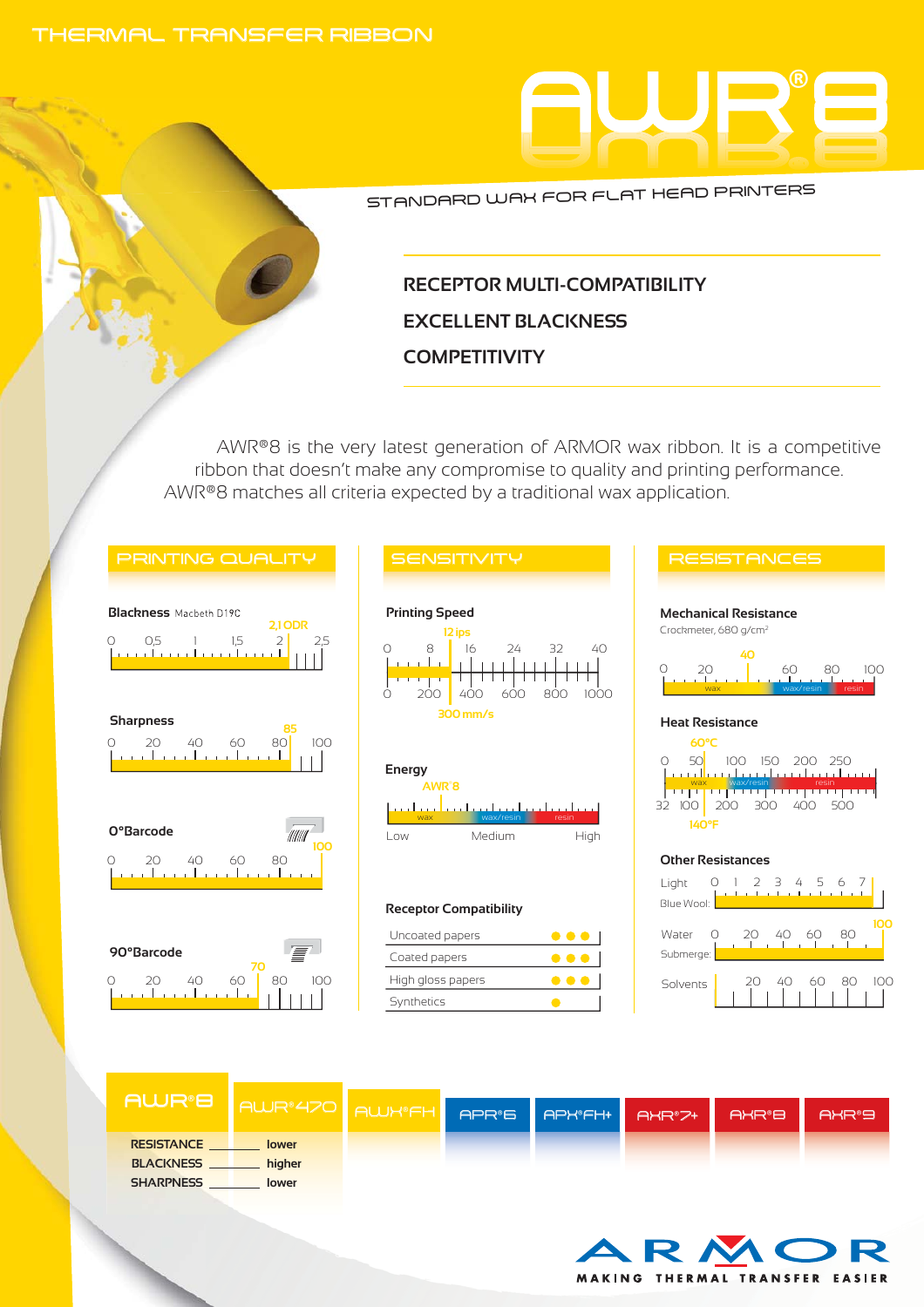THERMAL TRANSFER RIBBON

# AWR®8

STANDARD WAX FOR FLAT HEAD PRINTERS

**RECEPTOR MULTI-COMPATIBILITY**

**EXCELLENT BLACKNESS**

**COMPETITIVITY**

AWR®8 is the very latest generation of ARMOR wax ribbon. It is a competitive ribbon that doesn't make any compromise to quality and printing performance. AWR®8 matches all criteria expected by a traditional wax application.

## PRINTING QUALITY

**Blackness** Macbeth D19C

0 0,5 1 1,5 2 2,5 — 2,1 ODR

**Sharpness**

0 20 40 60 80 100 — 85

**0°Barcode**

0 20 40 60 80 100 — 100

**90°Barcode**

0 20 40 60 80 100 — 70

## SENSITIVITY

**Printing Speed**

0 8 16 24 32 40 — 12 ips

0 200 400 600 800 1000 — 300 mm/s

**Energy**

AWR®8 — wax / wax/resin / resin

Low Medium High

**Receptor Compatibility**

| Receptor | Compatibility |
|---|---|
| Uncoated papers | ●●● |
| Coated papers | ●●● |
| High gloss papers | ●●● |
| Synthetics | ● |

## RESISTANCES

**Mechanical Resistance**

Crockmeter, 680 g/cm²

0 20 40 60 80 100 — 40 (wax / wax/resin / resin)

**Heat Resistance**

0 50 100 150 200 250 — 60°C

32 100 200 300 400 500 — 140°F

(wax / wax/resin / resin)

**Other Resistances**

Light Blue Wool: 0 1 2 3 4 5 6 7

Water Submerge: 0 20 40 60 80 — 100

Solvents: 20 40 60 80 100

| AWR®8 | AWR®470 | AWX®FH | APR®6 | APX®FH+ | AXR®7+ | AXR®8 | AXR®9 |
|---|---|---|---|---|---|---|---|
| RESISTANCE | lower | | | | | | |
| BLACKNESS | higher | | | | | | |
| SHARPNESS | lower | | | | | | |

ARMOR — MAKING THERMAL TRANSFER EASIER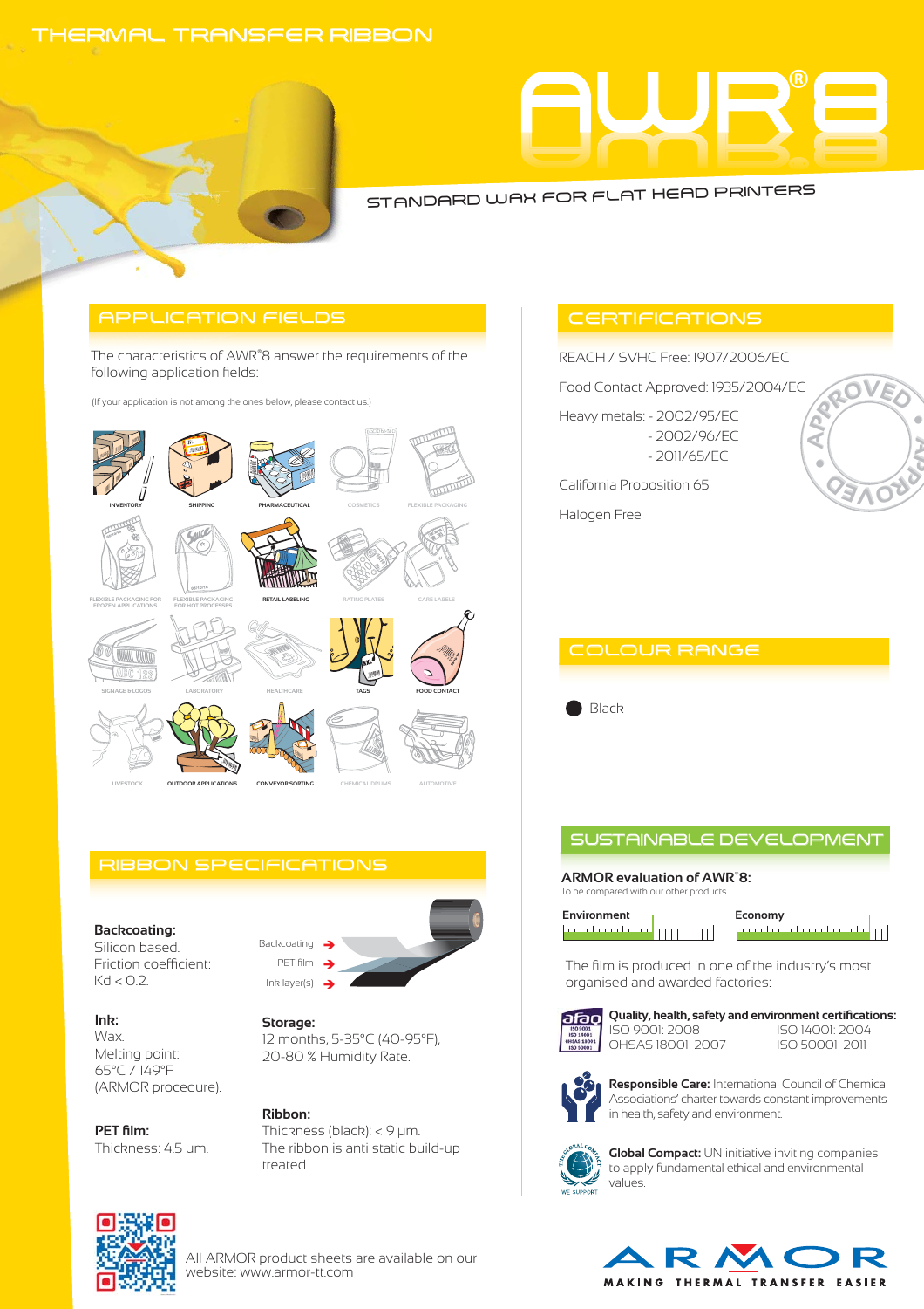THERMAL TRANSFER RIBBON

# AWR®8

STANDARD WAX FOR FLAT HEAD PRINTERS

## APPLICATION FIELDS

The characteristics of AWR®8 answer the requirements of the following application fields:

(If your application is not among the ones below, please contact us.)

INVENTORY
SHIPPING
PHARMACEUTICAL
COSMETICS
FLEXIBLE PACKAGING
FLEXIBLE PACKAGING FOR FROZEN APPLICATIONS
FLEXIBLE PACKAGING FOR HOT PROCESSES
RETAIL LABELING
RATING PLATES
CARE LABELS
SIGNAGE & LOGOS
LABORATORY
HEALTHCARE
TAGS
FOOD CONTACT
LIVESTOCK
OUTDOOR APPLICATIONS
CONVEYOR SORTING
CHEMICAL DRUMS
AUTOMOTIVE

## RIBBON SPECIFICATIONS

Backcoating
PET film
Ink layer(s)

**Backcoating:**
Silicon based.
Friction coefficient:
Kd < 0.2.

**Ink:**
Wax.
Melting point:
65°C / 149°F
(ARMOR procedure).

**PET film:**
Thickness: 4.5 µm.

**Storage:**
12 months, 5-35°C (40-95°F),
20-80 % Humidity Rate.

**Ribbon:**
Thickness (black): < 9 µm.
The ribbon is anti static build-up treated.

All ARMOR product sheets are available on our website: www.armor-tt.com

## CERTIFICATIONS

REACH / SVHC Free: 1907/2006/EC

Food Contact Approved: 1935/2004/EC

Heavy metals: - 2002/95/EC
- 2002/96/EC
- 2011/65/EC

California Proposition 65

Halogen Free

## COLOUR RANGE

- Black

## SUSTAINABLE DEVELOPMENT

**ARMOR evaluation of AWR®8:**
To be compared with our other products.

Environment
Economy

The film is produced in one of the industry's most organised and awarded factories:

**Quality, health, safety and environment certifications:**
ISO 9001: 2008
ISO 14001: 2004
OHSAS 18001: 2007
ISO 50001: 2011

**Responsible Care:** International Council of Chemical Associations' charter towards constant improvements in health, safety and environment.

**Global Compact:** UN initiative inviting companies to apply fundamental ethical and environmental values.

ARMOR
MAKING THERMAL TRANSFER EASIER